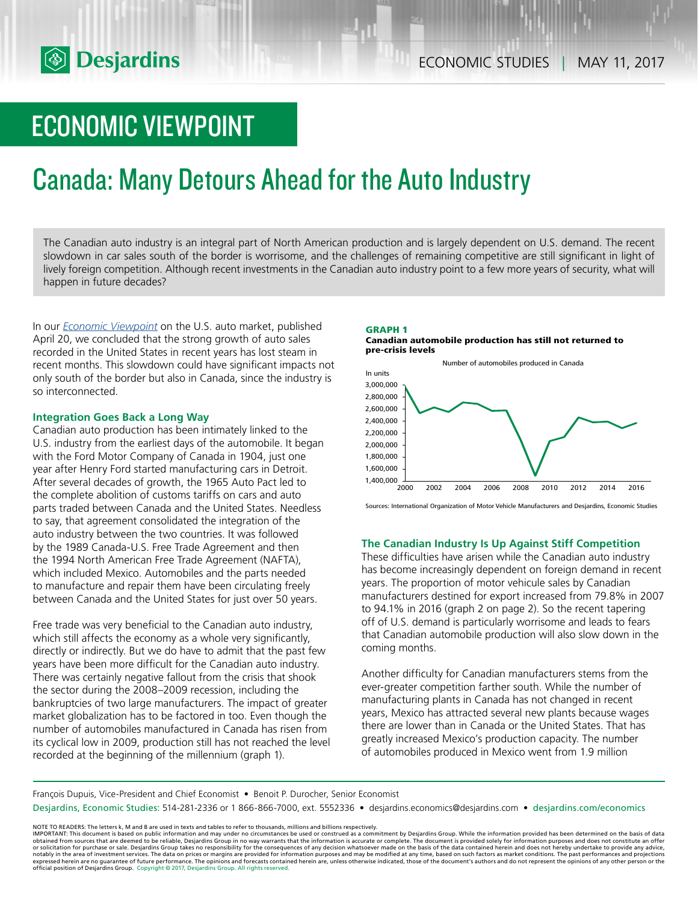# ECONOMIC VIEWPOINT

# Canada: Many Detours Ahead for the Auto Industry

The Canadian auto industry is an integral part of North American production and is largely dependent on U.S. demand. The recent slowdown in car sales south of the border is worrisome, and the challenges of remaining competitive are still significant in light of lively foreign competition. Although recent investments in the Canadian auto industry point to a few more years of security, what will happen in future decades?

In our *Economic Viewpoint* on the U.S. auto market, published April 20, we concluded that the strong growth of auto sales recorded in the United States in recent years has lost steam in recent months. This slowdown could have significant impacts not only south of the border but also in Canada, since the industry is so interconnected.

### Integration Goes Back a Long Way

Canadian auto production has been intimately linked to the U.S. industry from the earliest days of the automobile. It began with the Ford Motor Company of Canada in 1904, just one year after Henry Ford started manufacturing cars in Detroit. After several decades of growth, the 1965 Auto Pact led to the complete abolition of customs tariffs on cars and auto parts traded between Canada and the United States. Needless to say, that agreement consolidated the integration of the auto industry between the two countries. It was followed by the 1989 Canada-U.S. Free Trade Agreement and then the 1994 North American Free Trade Agreement (NAFTA), which included Mexico. Automobiles and the parts needed to manufacture and repair them have been circulating freely between Canada and the United States for just over 50 years.

Free trade was very beneficial to the Canadian auto industry, which still affects the economy as a whole very significantly, directly or indirectly. But we do have to admit that the past few years have been more difficult for the Canadian auto industry. There was certainly negative fallout from the crisis that shook the sector during the 2008–2009 recession, including the bankruptcies of two large manufacturers. The impact of greater market globalization has to be factored in too. Even though the number of automobiles manufactured in Canada has risen from its cyclical low in 2009, production still has not reached the level recorded at the beginning of the millennium (graph 1).

**GRAPH 1**
**Canadian automobile production has still not returned to pre-crisis levels**

Number of automobiles produced in Canada

Sources: International Organization of Motor Vehicle Manufacturers and Desjardins, Economic Studies

### The Canadian Industry Is Up Against Stiff Competition

These difficulties have arisen while the Canadian auto industry has become increasingly dependent on foreign demand in recent years. The proportion of motor vehicule sales by Canadian manufacturers destined for export increased from 79.8% in 2007 to 94.1% in 2016 (graph 2 on page 2). So the recent tapering off of U.S. demand is particularly worrisome and leads to fears that Canadian automobile production will also slow down in the coming months.

Another difficulty for Canadian manufacturers stems from the ever-greater competition farther south. While the number of manufacturing plants in Canada has not changed in recent years, Mexico has attracted several new plants because wages there are lower than in Canada or the United States. That has greatly increased Mexico's production capacity. The number of automobiles produced in Mexico went from 1.9 million

François Dupuis, Vice-President and Chief Economist • Benoit P. Durocher, Senior Economist

Desjardins, Economic Studies: 514-281-2336 or 1 866-866-7000, ext. 5552336 • desjardins.economics@desjardins.com • desjardins.com/economics

NOTE TO READERS: The letters k, M and B are used in texts and tables to refer to thousands, millions and billions respectively.
IMPORTANT: This document is based on public information and may under no circumstances be used or construed as a commitment by Desjardins Group. While the information provided has been determined on the basis of data obtained from sources that are deemed to be reliable, Desjardins Group in no way warrants that the information is accurate or complete. The document is provided solely for information purposes and does not constitute an offer or solicitation for purchase or sale. Desjardins Group takes no responsibility for the consequences of any decision whatsoever made on the basis of the data contained herein and does not hereby undertake to provide any advice, notably in the area of investment services. The data on prices or margins are provided for information purposes and may be modified at any time, based on such factors as market conditions. The past performances and projections expressed herein are no guarantee of future performance. The opinions and forecasts contained herein are, unless otherwise indicated, those of the document's authors and do not represent the opinions of any other person or the official position of Desjardins Group. Copyright © 2017, Desjardins Group. All rights reserved.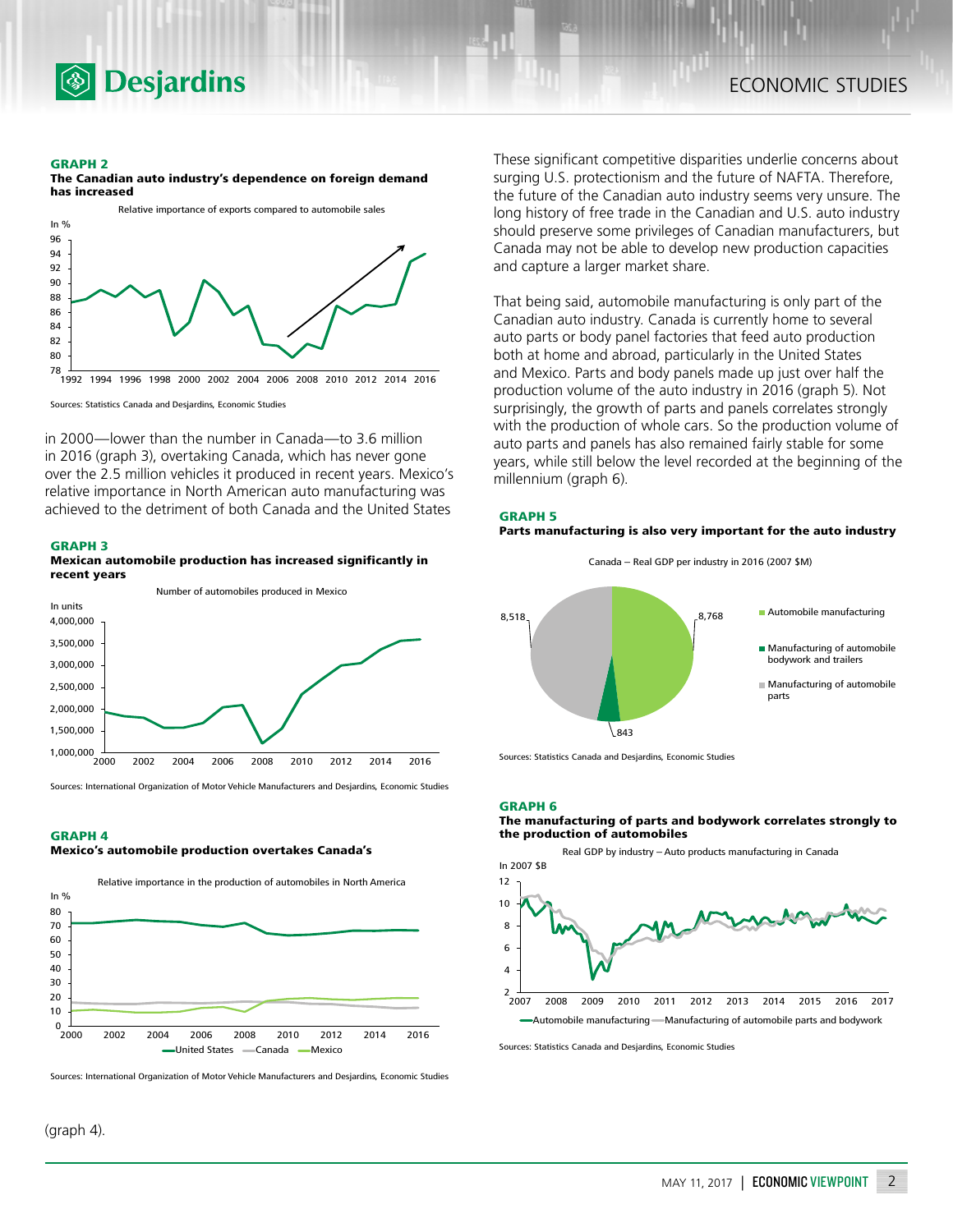**GRAPH 2**
**The Canadian auto industry's dependence on foreign demand has increased**

Relative importance of exports compared to automobile sales

Sources: Statistics Canada and Desjardins, Economic Studies

in 2000—lower than the number in Canada—to 3.6 million in 2016 (graph 3), overtaking Canada, which has never gone over the 2.5 million vehicles it produced in recent years. Mexico's relative importance in North American auto manufacturing was achieved to the detriment of both Canada and the United States (graph 4).

**GRAPH 3**
**Mexican automobile production has increased significantly in recent years**

Number of automobiles produced in Mexico

Sources: International Organization of Motor Vehicle Manufacturers and Desjardins, Economic Studies

**GRAPH 4**
**Mexico's automobile production overtakes Canada's**

Relative importance in the production of automobiles in North America

Sources: International Organization of Motor Vehicle Manufacturers and Desjardins, Economic Studies

These significant competitive disparities underlie concerns about surging U.S. protectionism and the future of NAFTA. Therefore, the future of the Canadian auto industry seems very unsure. The long history of free trade in the Canadian and U.S. auto industry should preserve some privileges of Canadian manufacturers, but Canada may not be able to develop new production capacities and capture a larger market share.

That being said, automobile manufacturing is only part of the Canadian auto industry. Canada is currently home to several auto parts or body panel factories that feed auto production both at home and abroad, particularly in the United States and Mexico. Parts and body panels made up just over half the production volume of the auto industry in 2016 (graph 5). Not surprisingly, the growth of parts and panels correlates strongly with the production of whole cars. So the production volume of auto parts and panels has also remained fairly stable for some years, while still below the level recorded at the beginning of the millennium (graph 6).

**GRAPH 5**
**Parts manufacturing is also very important for the auto industry**

Canada – Real GDP per industry in 2016 (2007 $M)

| Industry | 2007 $M |
|---|---|
| Automobile manufacturing | 8,768 |
| Manufacturing of automobile bodywork and trailers | 843 |
| Manufacturing of automobile parts | 8,518 |

Sources: Statistics Canada and Desjardins, Economic Studies

**GRAPH 6**
**The manufacturing of parts and bodywork correlates strongly to the production of automobiles**

Real GDP by industry – Auto products manufacturing in Canada

Sources: Statistics Canada and Desjardins, Economic Studies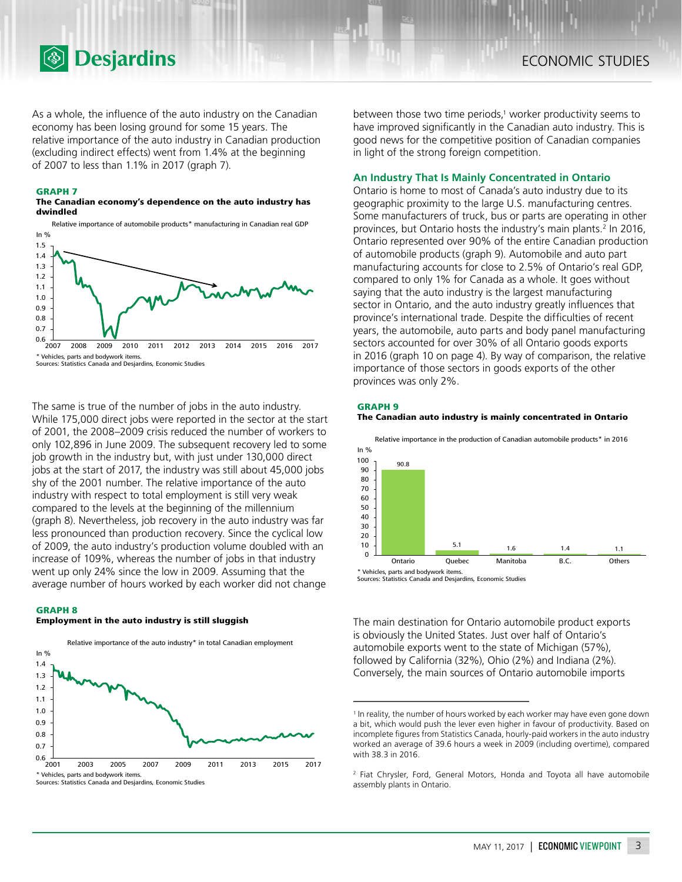As a whole, the influence of the auto industry on the Canadian economy has been losing ground for some 15 years. The relative importance of the auto industry in Canadian production (excluding indirect effects) went from 1.4% at the beginning of 2007 to less than 1.1% in 2017 (graph 7).

**GRAPH 7**
**The Canadian economy's dependence on the auto industry has dwindled**

Relative importance of automobile products* manufacturing in Canadian real GDP

\* Vehicles, parts and bodywork items.
Sources: Statistics Canada and Desjardins, Economic Studies

The same is true of the number of jobs in the auto industry. While 175,000 direct jobs were reported in the sector at the start of 2001, the 2008–2009 crisis reduced the number of workers to only 102,896 in June 2009. The subsequent recovery led to some job growth in the industry but, with just under 130,000 direct jobs at the start of 2017, the industry was still about 45,000 jobs shy of the 2001 number. The relative importance of the auto industry with respect to total employment is still very weak compared to the levels at the beginning of the millennium (graph 8). Nevertheless, job recovery in the auto industry was far less pronounced than production recovery. Since the cyclical low of 2009, the auto industry's production volume doubled with an increase of 109%, whereas the number of jobs in that industry went up only 24% since the low in 2009. Assuming that the average number of hours worked by each worker did not change between those two time periods,[1] worker productivity seems to have improved significantly in the Canadian auto industry. This is good news for the competitive position of Canadian companies in light of the strong foreign competition.

**GRAPH 8**
**Employment in the auto industry is still sluggish**

Relative importance of the auto industry* in total Canadian employment

\* Vehicles, parts and bodywork items.
Sources: Statistics Canada and Desjardins, Economic Studies

## An Industry That Is Mainly Concentrated in Ontario

Ontario is home to most of Canada's auto industry due to its geographic proximity to the large U.S. manufacturing centres. Some manufacturers of truck, bus or parts are operating in other provinces, but Ontario hosts the industry's main plants.[2] In 2016, Ontario represented over 90% of the entire Canadian production of automobile products (graph 9). Automobile and auto part manufacturing accounts for close to 2.5% of Ontario's real GDP, compared to only 1% for Canada as a whole. It goes without saying that the auto industry is the largest manufacturing sector in Ontario, and the auto industry greatly influences that province's international trade. Despite the difficulties of recent years, the automobile, auto parts and body panel manufacturing sectors accounted for over 30% of all Ontario goods exports in 2016 (graph 10 on page 4). By way of comparison, the relative importance of those sectors in goods exports of the other provinces was only 2%.

**GRAPH 9**
**The Canadian auto industry is mainly concentrated in Ontario**

Relative importance in the production of Canadian automobile products* in 2016

| | In % |
|---|---|
| Ontario | 90.8 |
| Quebec | 5.1 |
| Manitoba | 1.6 |
| B.C. | 1.4 |
| Others | 1.1 |

\* Vehicles, parts and bodywork items.
Sources: Statistics Canada and Desjardins, Economic Studies

The main destination for Ontario automobile product exports is obviously the United States. Just over half of Ontario's automobile exports went to the state of Michigan (57%), followed by California (32%), Ohio (2%) and Indiana (2%). Conversely, the main sources of Ontario automobile imports

---

[1] In reality, the number of hours worked by each worker may have even gone down a bit, which would push the lever even higher in favour of productivity. Based on incomplete figures from Statistics Canada, hourly-paid workers in the auto industry worked an average of 39.6 hours a week in 2009 (including overtime), compared with 38.3 in 2016.

[2] Fiat Chrysler, Ford, General Motors, Honda and Toyota all have automobile assembly plants in Ontario.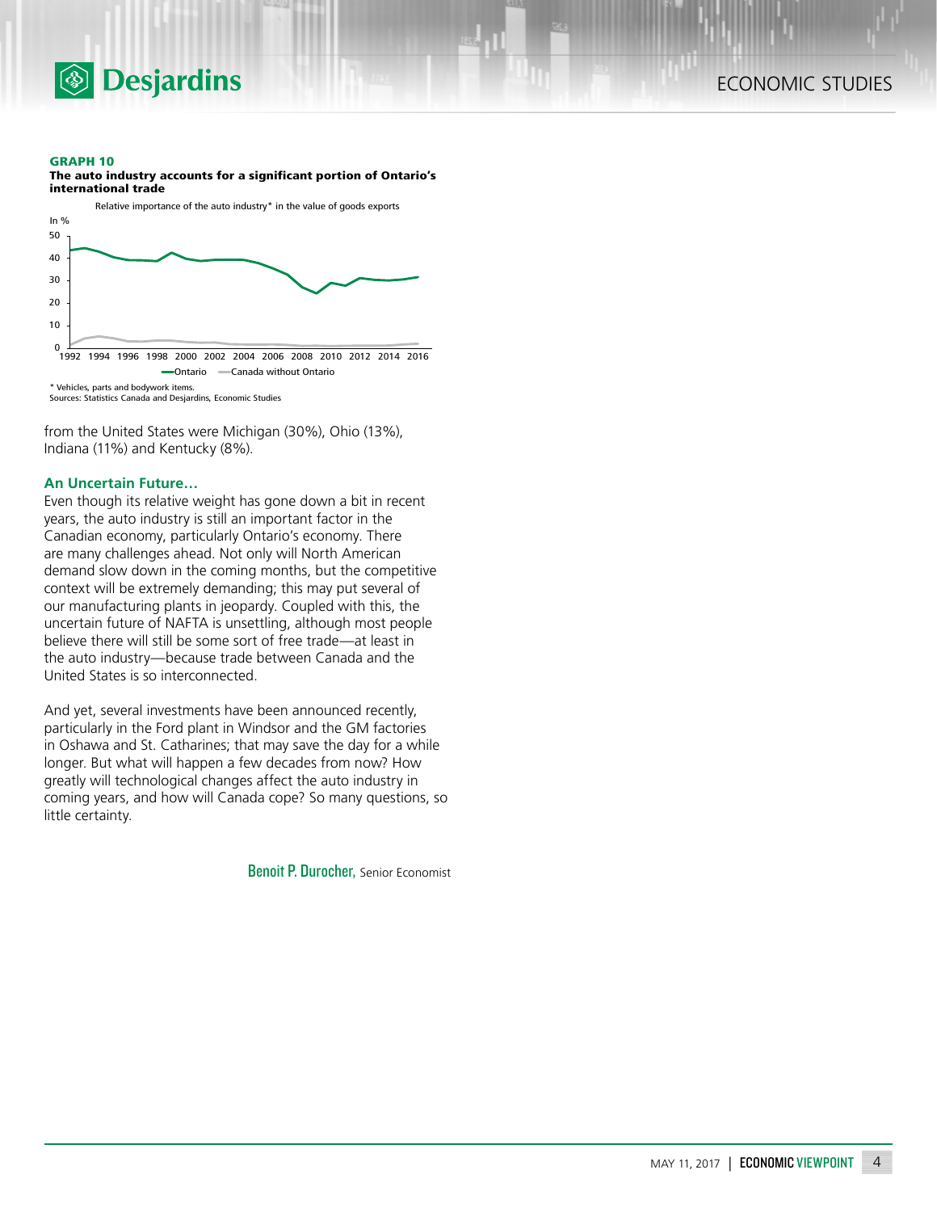**GRAPH 10**
**The auto industry accounts for a significant portion of Ontario's international trade**

Relative importance of the auto industry* in the value of goods exports

In %

50
40
30
20
10
0

1992 1994 1996 1998 2000 2002 2004 2006 2008 2010 2012 2014 2016

Ontario
Canada without Ontario

* Vehicles, parts and bodywork items.
Sources: Statistics Canada and Desjardins, Economic Studies

from the United States were Michigan (30%), Ohio (13%), Indiana (11%) and Kentucky (8%).

### An Uncertain Future…

Even though its relative weight has gone down a bit in recent years, the auto industry is still an important factor in the Canadian economy, particularly Ontario's economy. There are many challenges ahead. Not only will North American demand slow down in the coming months, but the competitive context will be extremely demanding; this may put several of our manufacturing plants in jeopardy. Coupled with this, the uncertain future of NAFTA is unsettling, although most people believe there will still be some sort of free trade—at least in the auto industry—because trade between Canada and the United States is so interconnected.

And yet, several investments have been announced recently, particularly in the Ford plant in Windsor and the GM factories in Oshawa and St. Catharines; that may save the day for a while longer. But what will happen a few decades from now? How greatly will technological changes affect the auto industry in coming years, and how will Canada cope? So many questions, so little certainty.

**Benoit P. Durocher**, Senior Economist